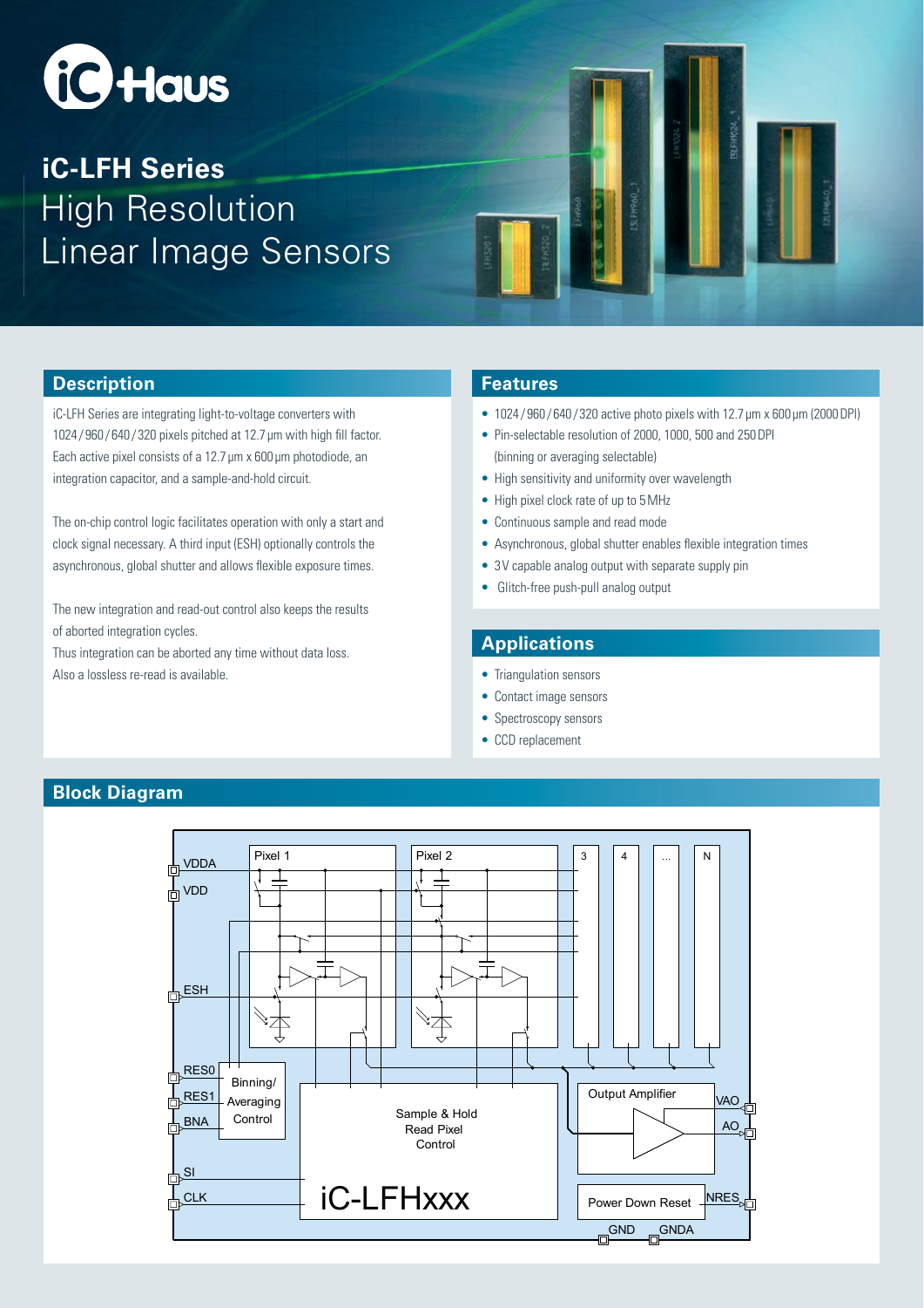# iC-LFH Series

High Resolution Linear Image Sensors

## Description

iC-LFH Series are integrating light-to-voltage converters with 1024 / 960 / 640 / 320 pixels pitched at 12.7 µm with high fill factor. Each active pixel consists of a 12.7 µm x 600 µm photodiode, an integration capacitor, and a sample-and-hold circuit.

The on-chip control logic facilitates operation with only a start and clock signal necessary. A third input (ESH) optionally controls the asynchronous, global shutter and allows flexible exposure times.

The new integration and read-out control also keeps the results of aborted integration cycles.
Thus integration can be aborted any time without data loss.
Also a lossless re-read is available.

## Features

- 1024 / 960 / 640 / 320 active photo pixels with 12.7 µm x 600 µm (2000 DPI)
- Pin-selectable resolution of 2000, 1000, 500 and 250 DPI (binning or averaging selectable)
- High sensitivity and uniformity over wavelength
- High pixel clock rate of up to 5 MHz
- Continuous sample and read mode
- Asynchronous, global shutter enables flexible integration times
- 3 V capable analog output with separate supply pin
- Glitch-free push-pull analog output

## Applications

- Triangulation sensors
- Contact image sensors
- Spectroscopy sensors
- CCD replacement

## Block Diagram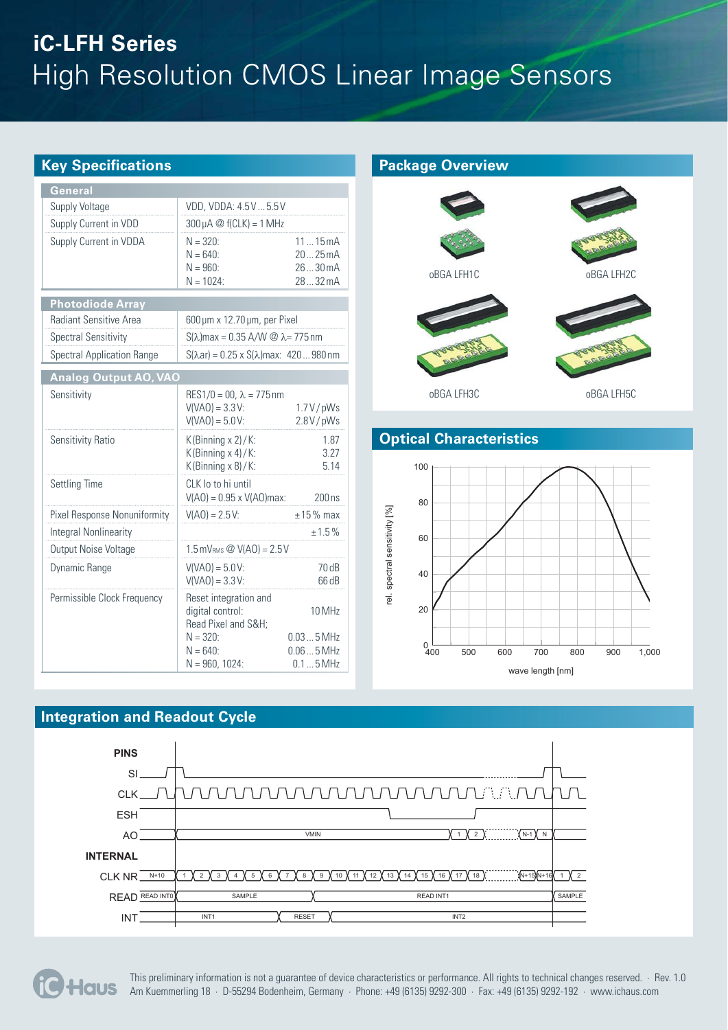# iC-LFH Series

High Resolution CMOS Linear Image Sensors

## Key Specifications

| | | |
|---|---|---|
| **General** | | |
| Supply Voltage | VDD, VDDA: 4.5 V ... 5.5 V | |
| Supply Current in VDD | 300 µA @ f(CLK) = 1 MHz | |
| Supply Current in VDDA | N = 320: | 11 ... 15 mA |
| | N = 640: | 20 ... 25 mA |
| | N = 960: | 26 ... 30 mA |
| | N = 1024: | 28 ... 32 mA |
| **Photodiode Array** | | |
| Radiant Sensitive Area | 600 µm x 12.70 µm, per Pixel | |
| Spectral Sensitivity | S(λ)max = 0.35 A/W @ λ= 775 nm | |
| Spectral Application Range | S(λar) = 0.25 x S(λ)max: 420 ... 980 nm | |
| **Analog Output AO, VAO** | | |
| Sensitivity | RES1/0 = 00, λ = 775 nm | |
| | V(VAO) = 3.3 V: | 1.7 V / pWs |
| | V(VAO) = 5.0 V: | 2.8 V / pWs |
| Sensitivity Ratio | K (Binning x 2) / K: | 1.87 |
| | K (Binning x 4) / K: | 3.27 |
| | K (Binning x 8) / K: | 5.14 |
| Settling Time | CLK lo to hi until V(AO) = 0.95 x V(AO)max: | 200 ns |
| Pixel Response Nonuniformity | V(AO) = 2.5 V: | ±15 % max |
| Integral Nonlinearity | | ±1.5 % |
| Output Noise Voltage | 1.5 $mV_{RMS}$ @ V(AO) = 2.5 V | |
| Dynamic Range | V(VAO) = 5.0 V: | 70 dB |
| | V(VAO) = 3.3 V: | 66 dB |
| Permissible Clock Frequency | Reset integration and digital control: | 10 MHz |
| | Read Pixel and S&H; | |
| | N = 320: | 0.03 ... 5 MHz |
| | N = 640: | 0.06 ... 5 MHz |
| | N = 960, 1024: | 0.1 ... 5 MHz |

## Package Overview

oBGA LFH1C

oBGA LFH2C

oBGA LFH3C

oBGA LFH5C

## Optical Characteristics

rel. spectral sensitivity [%]

100
80
60
40
20
0

400
500
600
700
800
900
1,000

wave length [nm]

## Integration and Readout Cycle

PINS
SI
CLK
ESH
AO
VMIN
1
2
N-1
N
INTERNAL
CLK NR
N+10
1
2
3
4
5
6
7
8
9
10
11
12
13
14
15
16
17
18
N+15
N+16
1
2
READ
READ INT0
SAMPLE
READ INT1
SAMPLE
INT
INT1
RESET
INT2

This preliminary information is not a guarantee of device characteristics or performance. All rights to technical changes reserved. · Rev. 1.0
Am Kuemmerling 18 · D-55294 Bodenheim, Germany · Phone: +49 (6135) 9292-300 · Fax: +49 (6135) 9292-192 · www.ichaus.com